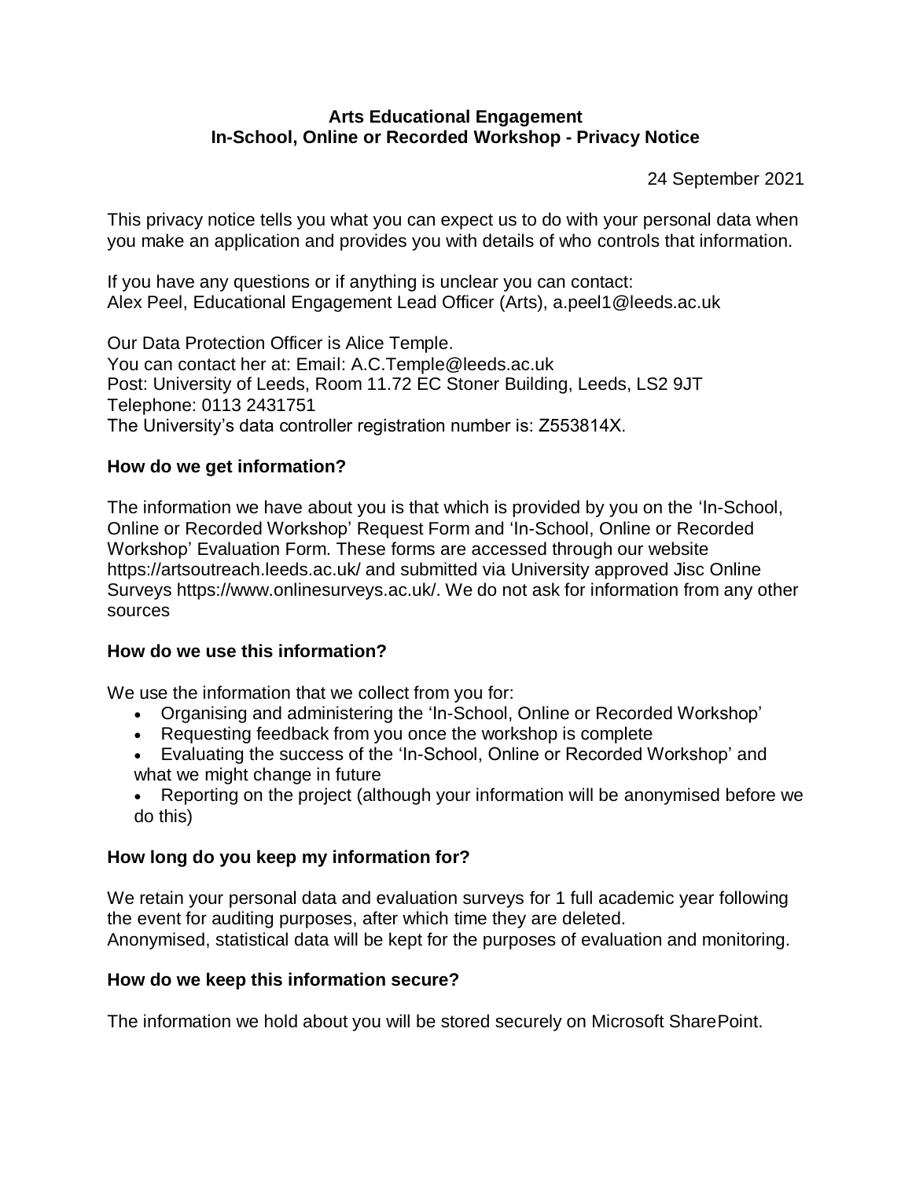# Arts Educational Engagement
# In-School, Online or Recorded Workshop - Privacy Notice

24 September 2021

This privacy notice tells you what you can expect us to do with your personal data when you make an application and provides you with details of who controls that information.

If you have any questions or if anything is unclear you can contact:
Alex Peel, Educational Engagement Lead Officer (Arts), a.peel1@leeds.ac.uk

Our Data Protection Officer is Alice Temple.
You can contact her at: Email: A.C.Temple@leeds.ac.uk
Post: University of Leeds, Room 11.72 EC Stoner Building, Leeds, LS2 9JT
Telephone: 0113 2431751
The University's data controller registration number is: Z553814X.

## How do we get information?

The information we have about you is that which is provided by you on the 'In-School, Online or Recorded Workshop' Request Form and 'In-School, Online or Recorded Workshop' Evaluation Form. These forms are accessed through our website https://artsoutreach.leeds.ac.uk/ and submitted via University approved Jisc Online Surveys https://www.onlinesurveys.ac.uk/. We do not ask for information from any other sources

## How do we use this information?

We use the information that we collect from you for:

- Organising and administering the 'In-School, Online or Recorded Workshop'
- Requesting feedback from you once the workshop is complete
- Evaluating the success of the 'In-School, Online or Recorded Workshop' and what we might change in future
- Reporting on the project (although your information will be anonymised before we do this)

## How long do you keep my information for?

We retain your personal data and evaluation surveys for 1 full academic year following the event for auditing purposes, after which time they are deleted.
Anonymised, statistical data will be kept for the purposes of evaluation and monitoring.

## How do we keep this information secure?

The information we hold about you will be stored securely on Microsoft SharePoint.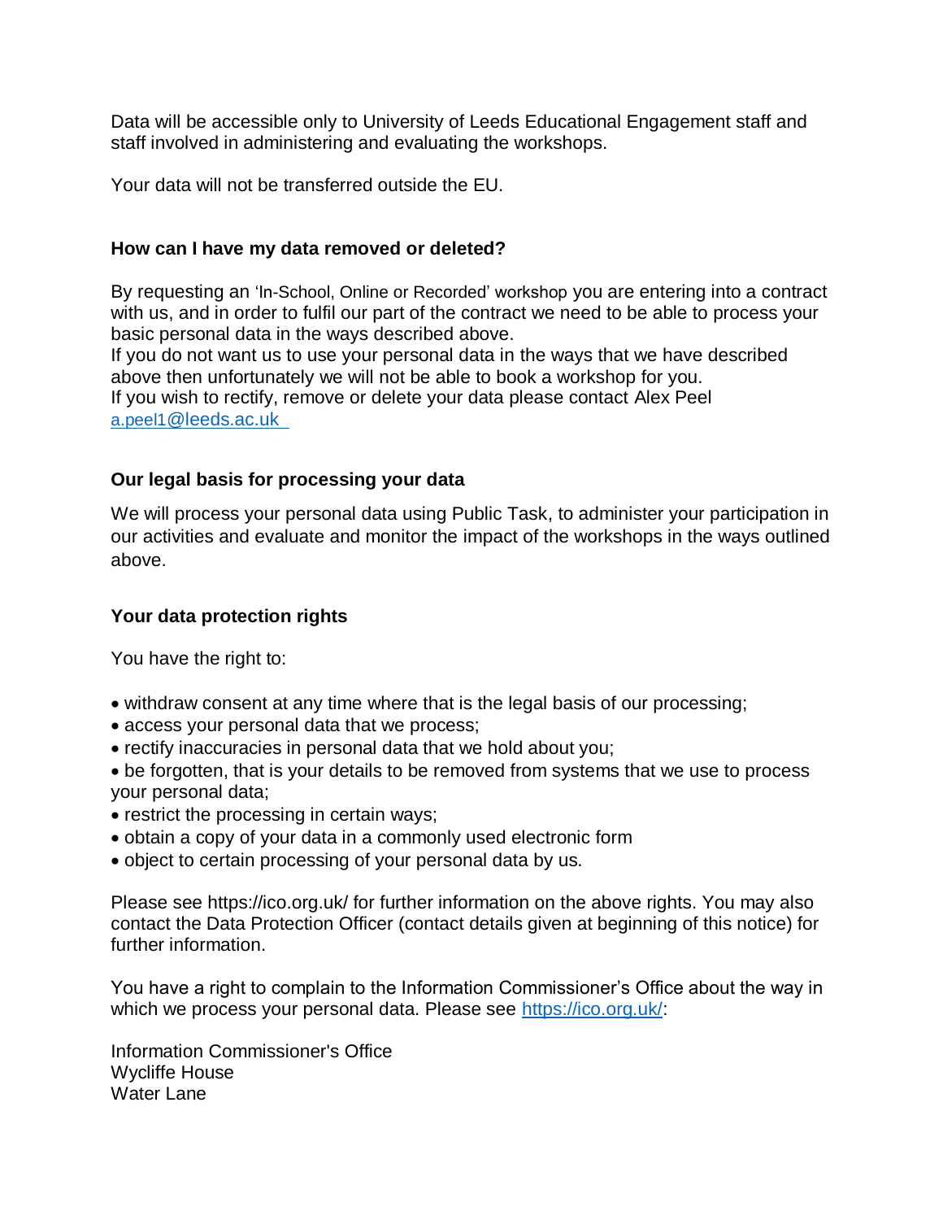Data will be accessible only to University of Leeds Educational Engagement staff and staff involved in administering and evaluating the workshops.

Your data will not be transferred outside the EU.

**How can I have my data removed or deleted?**

By requesting an 'In-School, Online or Recorded' workshop you are entering into a contract with us, and in order to fulfil our part of the contract we need to be able to process your basic personal data in the ways described above.
If you do not want us to use your personal data in the ways that we have described above then unfortunately we will not be able to book a workshop for you.
If you wish to rectify, remove or delete your data please contact Alex Peel a.peel1@leeds.ac.uk

**Our legal basis for processing your data**

We will process your personal data using Public Task, to administer your participation in our activities and evaluate and monitor the impact of the workshops in the ways outlined above.

**Your data protection rights**

You have the right to:

- withdraw consent at any time where that is the legal basis of our processing;
- access your personal data that we process;
- rectify inaccuracies in personal data that we hold about you;
- be forgotten, that is your details to be removed from systems that we use to process your personal data;
- restrict the processing in certain ways;
- obtain a copy of your data in a commonly used electronic form
- object to certain processing of your personal data by us.

Please see https://ico.org.uk/ for further information on the above rights. You may also contact the Data Protection Officer (contact details given at beginning of this notice) for further information.

You have a right to complain to the Information Commissioner's Office about the way in which we process your personal data. Please see https://ico.org.uk/:

Information Commissioner's Office
Wycliffe House
Water Lane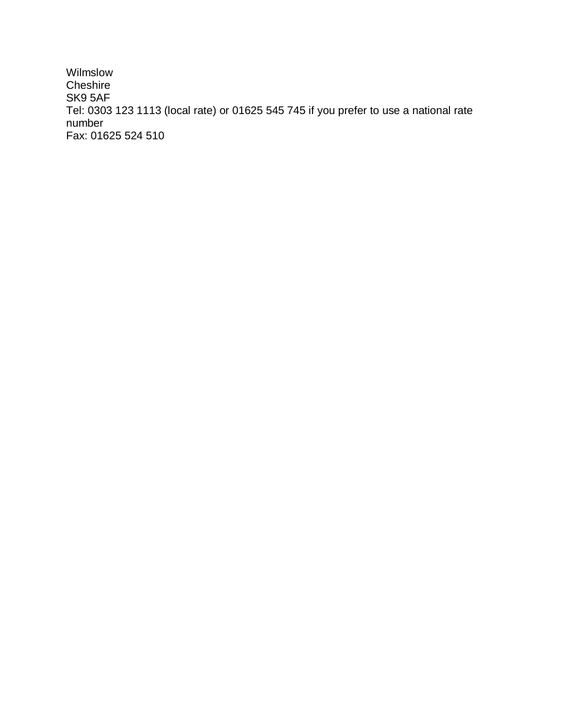Wilmslow
Cheshire
SK9 5AF
Tel: 0303 123 1113 (local rate) or 01625 545 745 if you prefer to use a national rate number
Fax: 01625 524 510